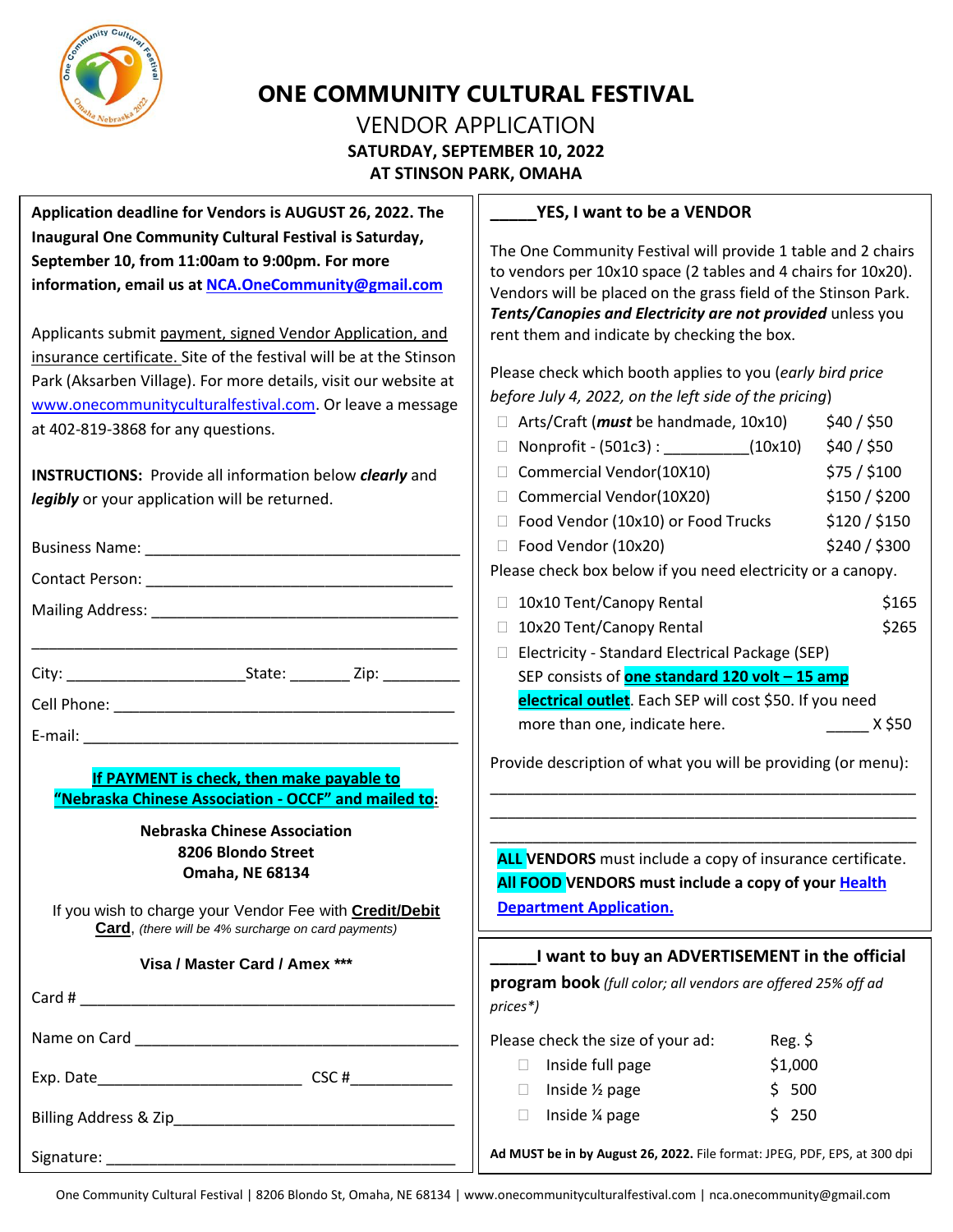# ONE COMMUNITY CULTURAL FESTIVAL

## VENDOR APPLICATION

**SATURDAY, SEPTEMBER 10, 2022**
**AT STINSON PARK, OMAHA**

**Application deadline for Vendors is AUGUST 26, 2022. The Inaugural One Community Cultural Festival is Saturday, September 10, from 11:00am to 9:00pm. For more information, email us at NCA.OneCommunity@gmail.com**

Applicants submit payment, signed Vendor Application, and insurance certificate. Site of the festival will be at the Stinson Park (Aksarben Village). For more details, visit our website at www.onecommunityculturalfestival.com. Or leave a message at 402-819-3868 for any questions.

**INSTRUCTIONS:** Provide all information below ***clearly*** and ***legibly*** or your application will be returned.

Business Name: ______________________________________

Contact Person: ______________________________________

Mailing Address: ______________________________________

______________________________________________________

City: ____________________ State: _______ Zip: _________

Cell Phone: __________________________________________

E-mail: ______________________________________________

**If PAYMENT is check, then make payable to "Nebraska Chinese Association - OCCF" and mailed to:**

**Nebraska Chinese Association**
**8206 Blondo Street**
**Omaha, NE 68134**

If you wish to charge your Vendor Fee with **Credit/Debit Card**, *(there will be 4% surcharge on card payments)*

**Visa / Master Card / Amex *****

Card # ______________________________________________

Name on Card ________________________________________

Exp. Date_______________________ CSC #____________

Billing Address & Zip__________________________________

Signature: ___________________________________________

**_____YES, I want to be a VENDOR**

The One Community Festival will provide 1 table and 2 chairs to vendors per 10x10 space (2 tables and 4 chairs for 10x20). Vendors will be placed on the grass field of the Stinson Park. ***Tents/Canopies and Electricity are not provided*** unless you rent them and indicate by checking the box.

Please check which booth applies to you (*early bird price before July 4, 2022, on the left side of the pricing*)

- ☐ Arts/Craft (***must*** be handmade, 10x10) — $40 / $50
- ☐ Nonprofit - (501c3) : __________(10x10) — $40 / $50
- ☐ Commercial Vendor(10X10) — $75 / $100
- ☐ Commercial Vendor(10X20) — $150 / $200
- ☐ Food Vendor (10x10) or Food Trucks — $120 / $150
- ☐ Food Vendor (10x20) — $240 / $300

Please check box below if you need electricity or a canopy.

- ☐ 10x10 Tent/Canopy Rental — $165
- ☐ 10x20 Tent/Canopy Rental — $265
- ☐ Electricity - Standard Electrical Package (SEP)
  SEP consists of **one standard 120 volt – 15 amp electrical outlet**. Each SEP will cost $50. If you need more than one, indicate here. _____ X $50

Provide description of what you will be providing (or menu):

______________________________________________________

______________________________________________________

______________________________________________________

**ALL VENDORS** must include a copy of insurance certificate.
**All FOOD VENDORS must include a copy of your Health Department Application.**

**_____I want to buy an ADVERTISEMENT in the official program book** *(full color; all vendors are offered 25% off ad prices*)*

| Please check the size of your ad: | Reg. $ |
|---|---|
| ☐ Inside full page | $1,000 |
| ☐ Inside ½ page | $ 500 |
| ☐ Inside ¼ page | $ 250 |

**Ad MUST be in by August 26, 2022.** File format: JPEG, PDF, EPS, at 300 dpi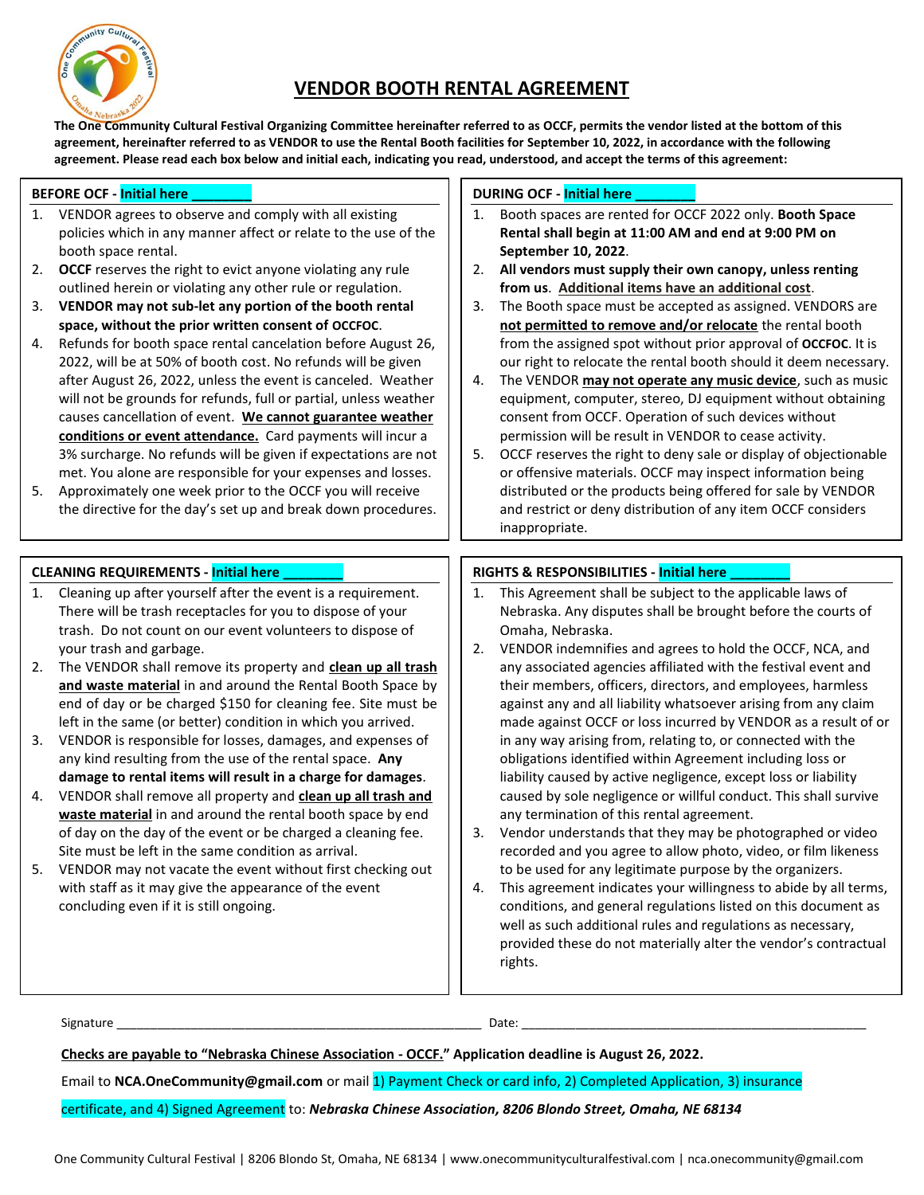# VENDOR BOOTH RENTAL AGREEMENT

**The One Community Cultural Festival Organizing Committee hereinafter referred to as OCCF, permits the vendor listed at the bottom of this agreement, hereinafter referred to as VENDOR to use the Rental Booth facilities for September 10, 2022, in accordance with the following agreement. Please read each box below and initial each, indicating you read, understood, and accept the terms of this agreement:**

### BEFORE OCF - Initial here ________

1. VENDOR agrees to observe and comply with all existing policies which in any manner affect or relate to the use of the booth space rental.
2. **OCCF** reserves the right to evict anyone violating any rule outlined herein or violating any other rule or regulation.
3. **VENDOR may not sub-let any portion of the booth rental space, without the prior written consent of OCCFOC.**
4. Refunds for booth space rental cancelation before August 26, 2022, will be at 50% of booth cost. No refunds will be given after August 26, 2022, unless the event is canceled. Weather will not be grounds for refunds, full or partial, unless weather causes cancellation of event. **We cannot guarantee weather conditions or event attendance.** Card payments will incur a 3% surcharge. No refunds will be given if expectations are not met. You alone are responsible for your expenses and losses.
5. Approximately one week prior to the OCCF you will receive the directive for the day's set up and break down procedures.

### DURING OCF - Initial here ________

1. Booth spaces are rented for OCCF 2022 only. **Booth Space Rental shall begin at 11:00 AM and end at 9:00 PM on September 10, 2022.**
2. **All vendors must supply their own canopy, unless renting from us. Additional items have an additional cost.**
3. The Booth space must be accepted as assigned. VENDORS are **not permitted to remove and/or relocate** the rental booth from the assigned spot without prior approval of **OCCFOC**. It is our right to relocate the rental booth should it deem necessary.
4. The VENDOR **may not operate any music device**, such as music equipment, computer, stereo, DJ equipment without obtaining consent from OCCF. Operation of such devices without permission will be result in VENDOR to cease activity.
5. OCCF reserves the right to deny sale or display of objectionable or offensive materials. OCCF may inspect information being distributed or the products being offered for sale by VENDOR and restrict or deny distribution of any item OCCF considers inappropriate.

### CLEANING REQUIREMENTS - Initial here ________

1. Cleaning up after yourself after the event is a requirement. There will be trash receptacles for you to dispose of your trash. Do not count on our event volunteers to dispose of your trash and garbage.
2. The VENDOR shall remove its property and **clean up all trash and waste material** in and around the Rental Booth Space by end of day or be charged $150 for cleaning fee. Site must be left in the same (or better) condition in which you arrived.
3. VENDOR is responsible for losses, damages, and expenses of any kind resulting from the use of the rental space. **Any damage to rental items will result in a charge for damages.**
4. VENDOR shall remove all property and **clean up all trash and waste material** in and around the rental booth space by end of day on the day of the event or be charged a cleaning fee. Site must be left in the same condition as arrival.
5. VENDOR may not vacate the event without first checking out with staff as it may give the appearance of the event concluding even if it is still ongoing.

### RIGHTS & RESPONSIBILITIES - Initial here ________

1. This Agreement shall be subject to the applicable laws of Nebraska. Any disputes shall be brought before the courts of Omaha, Nebraska.
2. VENDOR indemnifies and agrees to hold the OCCF, NCA, and any associated agencies affiliated with the festival event and their members, officers, directors, and employees, harmless against any and all liability whatsoever arising from any claim made against OCCF or loss incurred by VENDOR as a result of or in any way arising from, relating to, or connected with the obligations identified within Agreement including loss or liability caused by active negligence, except loss or liability caused by sole negligence or willful conduct. This shall survive any termination of this rental agreement.
3. Vendor understands that they may be photographed or video recorded and you agree to allow photo, video, or film likeness to be used for any legitimate purpose by the organizers.
4. This agreement indicates your willingness to abide by all terms, conditions, and general regulations listed on this document as well as such additional rules and regulations as necessary, provided these do not materially alter the vendor's contractual rights.

Signature ________________________________________ Date: ________________________________________

**Checks are payable to "Nebraska Chinese Association - OCCF." Application deadline is August 26, 2022.**

Email to **NCA.OneCommunity@gmail.com** or mail 1) Payment Check or card info, 2) Completed Application, 3) insurance certificate, and 4) Signed Agreement to: ***Nebraska Chinese Association, 8206 Blondo Street, Omaha, NE 68134***

One Community Cultural Festival | 8206 Blondo St, Omaha, NE 68134 | www.onecommunityculturalfestival.com | nca.onecommunity@gmail.com